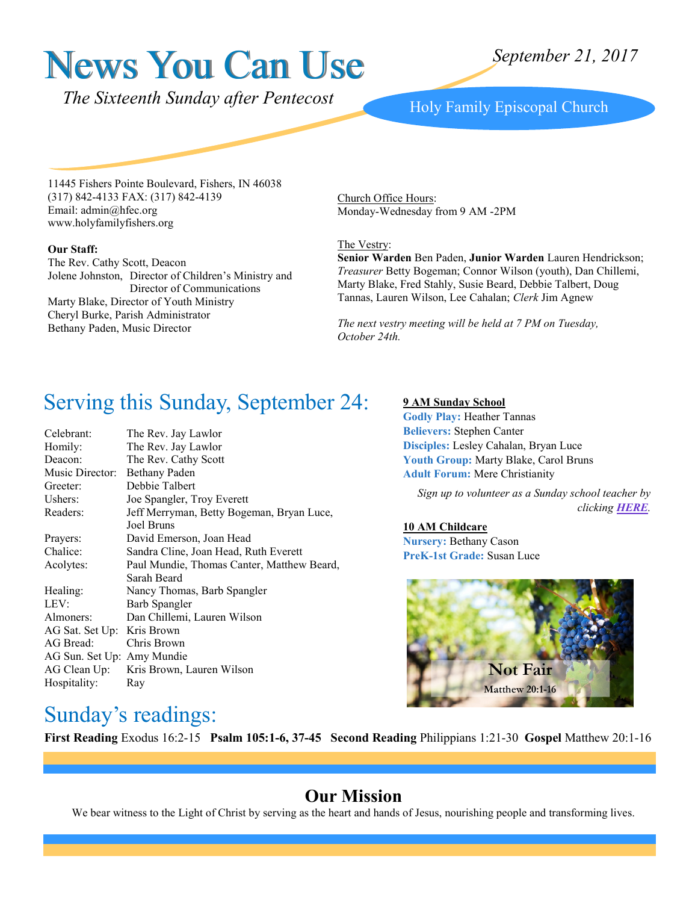# News You Can Use

*September 21, 2017*

*The Sixteenth Sunday after Pentecost*

Holy Family Episcopal Church

11445 Fishers Pointe Boulevard, Fishers, IN 46038
(317) 842-4133 FAX: (317) 842-4139
Email: admin@hfec.org
www.holyfamilyfishers.org

**Our Staff:**
The Rev. Cathy Scott, Deacon
Jolene Johnston, Director of Children's Ministry and Director of Communications
Marty Blake, Director of Youth Ministry
Cheryl Burke, Parish Administrator
Bethany Paden, Music Director

Church Office Hours:
Monday-Wednesday from 9 AM -2PM

The Vestry:
**Senior Warden** Ben Paden, **Junior Warden** Lauren Hendrickson; *Treasurer* Betty Bogeman; Connor Wilson (youth), Dan Chillemi, Marty Blake, Fred Stahly, Susie Beard, Debbie Talbert, Doug Tannas, Lauren Wilson, Lee Cahalan; *Clerk* Jim Agnew

*The next vestry meeting will be held at 7 PM on Tuesday, October 24th.*

## Serving this Sunday, September 24:

| | |
|---|---|
| Celebrant: | The Rev. Jay Lawlor |
| Homily: | The Rev. Jay Lawlor |
| Deacon: | The Rev. Cathy Scott |
| Music Director: | Bethany Paden |
| Greeter: | Debbie Talbert |
| Ushers: | Joe Spangler, Troy Everett |
| Readers: | Jeff Merryman, Betty Bogeman, Bryan Luce, Joel Bruns |
| Prayers: | David Emerson, Joan Head |
| Chalice: | Sandra Cline, Joan Head, Ruth Everett |
| Acolytes: | Paul Mundie, Thomas Canter, Matthew Beard, Sarah Beard |
| Healing: | Nancy Thomas, Barb Spangler |
| LEV: | Barb Spangler |
| Almoners: | Dan Chillemi, Lauren Wilson |
| AG Sat. Set Up: | Kris Brown |
| AG Bread: | Chris Brown |
| AG Sun. Set Up: | Amy Mundie |
| AG Clean Up: | Kris Brown, Lauren Wilson |
| Hospitality: | Ray |

**9 AM Sunday School**
**Godly Play:** Heather Tannas
**Believers:** Stephen Canter
**Disciples:** Lesley Cahalan, Bryan Luce
**Youth Group:** Marty Blake, Carol Bruns
**Adult Forum:** Mere Christianity

*Sign up to volunteer as a Sunday school teacher by clicking HERE.*

**10 AM Childcare**
**Nursery:** Bethany Cason
**PreK-1st Grade:** Susan Luce

**Not Fair**
Matthew 20:1-16

## Sunday's readings:

**First Reading** Exodus 16:2-15 **Psalm 105:1-6, 37-45** **Second Reading** Philippians 1:21-30 **Gospel** Matthew 20:1-16

## Our Mission

We bear witness to the Light of Christ by serving as the heart and hands of Jesus, nourishing people and transforming lives.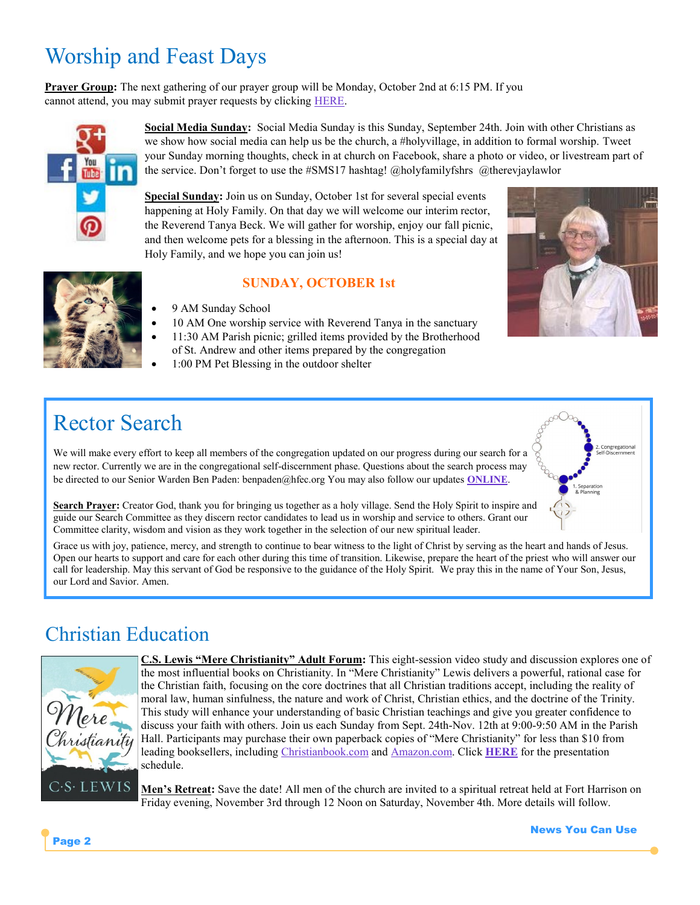# Worship and Feast Days

**Prayer Group:** The next gathering of our prayer group will be Monday, October 2nd at 6:15 PM. If you cannot attend, you may submit prayer requests by clicking HERE.

**Social Media Sunday:** Social Media Sunday is this Sunday, September 24th. Join with other Christians as we show how social media can help us be the church, a #holyvillage, in addition to formal worship. Tweet your Sunday morning thoughts, check in at church on Facebook, share a photo or video, or livestream part of the service. Don't forget to use the #SMS17 hashtag! @holyfamilyfshrs @therevjaylawlor

**Special Sunday:** Join us on Sunday, October 1st for several special events happening at Holy Family. On that day we will welcome our interim rector, the Reverend Tanya Beck. We will gather for worship, enjoy our fall picnic, and then welcome pets for a blessing in the afternoon. This is a special day at Holy Family, and we hope you can join us!

### SUNDAY, OCTOBER 1st

- 9 AM Sunday School
- 10 AM One worship service with Reverend Tanya in the sanctuary
- 11:30 AM Parish picnic; grilled items provided by the Brotherhood of St. Andrew and other items prepared by the congregation
- 1:00 PM Pet Blessing in the outdoor shelter

# Rector Search

We will make every effort to keep all members of the congregation updated on our progress during our search for a new rector. Currently we are in the congregational self-discernment phase. Questions about the search process may be directed to our Senior Warden Ben Paden: benpaden@hfec.org You may also follow our updates **ONLINE**.

2. Congregational Self-Discernment

1. Separation & Planning

**Search Prayer:** Creator God, thank you for bringing us together as a holy village. Send the Holy Spirit to inspire and guide our Search Committee as they discern rector candidates to lead us in worship and service to others. Grant our Committee clarity, wisdom and vision as they work together in the selection of our new spiritual leader. Grace us with joy, patience, mercy, and strength to continue to bear witness to the light of Christ by serving as the heart and hands of Jesus. Open our hearts to support and care for each other during this time of transition. Likewise, prepare the heart of the priest who will answer our call for leadership. May this servant of God be responsive to the guidance of the Holy Spirit. We pray this in the name of Your Son, Jesus, our Lord and Savior. Amen.

# Christian Education

**C.S. Lewis "Mere Christianity" Adult Forum:** This eight-session video study and discussion explores one of the most influential books on Christianity. In "Mere Christianity" Lewis delivers a powerful, rational case for the Christian faith, focusing on the core doctrines that all Christian traditions accept, including the reality of moral law, human sinfulness, the nature and work of Christ, Christian ethics, and the doctrine of the Trinity. This study will enhance your understanding of basic Christian teachings and give you greater confidence to discuss your faith with others. Join us each Sunday from Sept. 24th-Nov. 12th at 9:00-9:50 AM in the Parish Hall. Participants may purchase their own paperback copies of "Mere Christianity" for less than $10 from leading booksellers, including Christianbook.com and Amazon.com. Click **HERE** for the presentation schedule.

**Men's Retreat:** Save the date! All men of the church are invited to a spiritual retreat held at Fort Harrison on Friday evening, November 3rd through 12 Noon on Saturday, November 4th. More details will follow.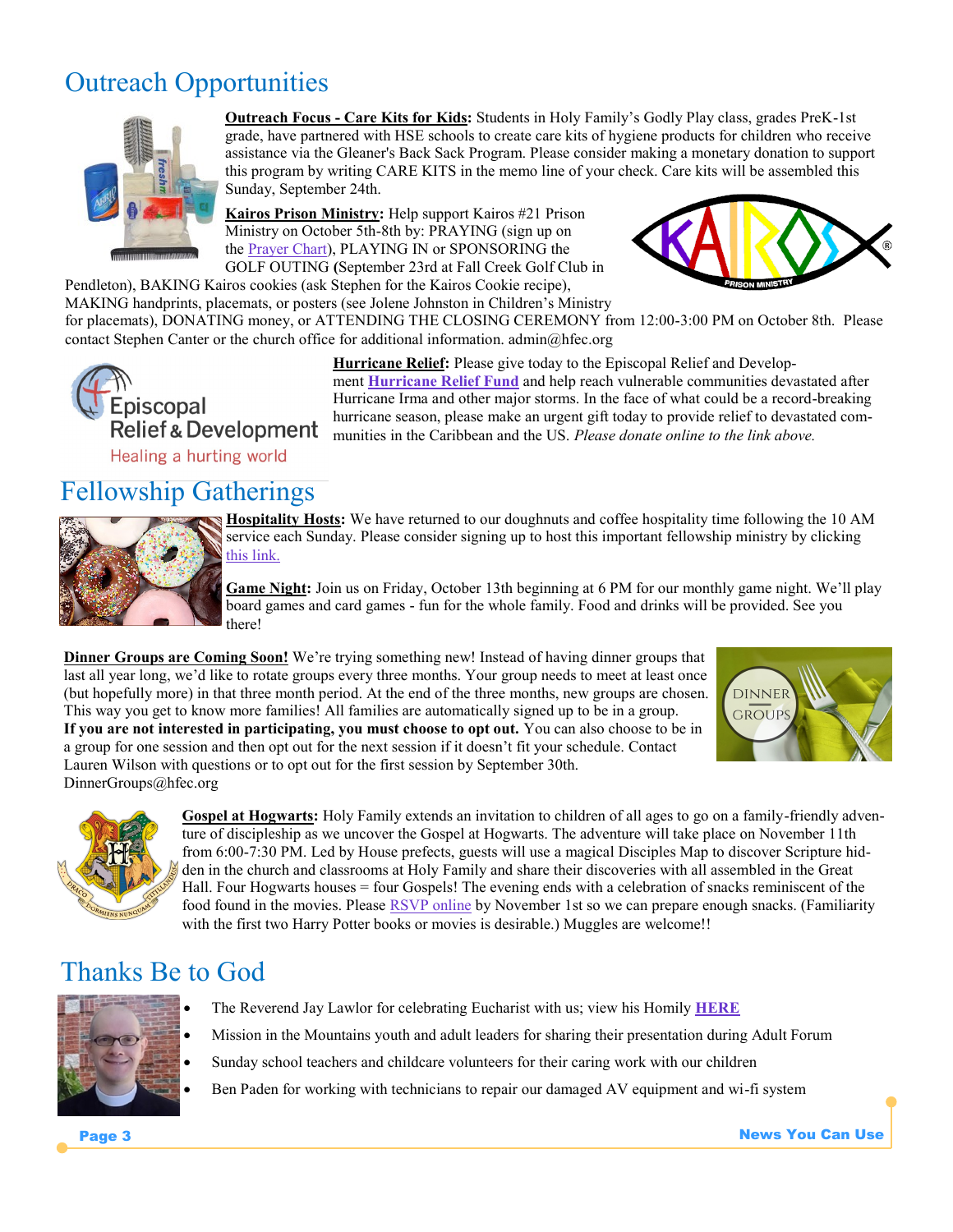# Outreach Opportunities

**Outreach Focus - Care Kits for Kids:** Students in Holy Family's Godly Play class, grades PreK-1st grade, have partnered with HSE schools to create care kits of hygiene products for children who receive assistance via the Gleaner's Back Sack Program. Please consider making a monetary donation to support this program by writing CARE KITS in the memo line of your check. Care kits will be assembled this Sunday, September 24th.

**Kairos Prison Ministry:** Help support Kairos #21 Prison Ministry on October 5th-8th by: PRAYING (sign up on the Prayer Chart), PLAYING IN or SPONSORING the GOLF OUTING (September 23rd at Fall Creek Golf Club in Pendleton), BAKING Kairos cookies (ask Stephen for the Kairos Cookie recipe), MAKING handprints, placemats, or posters (see Jolene Johnston in Children's Ministry for placemats), DONATING money, or ATTENDING THE CLOSING CEREMONY from 12:00-3:00 PM on October 8th. Please contact Stephen Canter or the church office for additional information. admin@hfec.org

**Hurricane Relief:** Please give today to the Episcopal Relief and Development **Hurricane Relief Fund** and help reach vulnerable communities devastated after Hurricane Irma and other major storms. In the face of what could be a record-breaking hurricane season, please make an urgent gift today to provide relief to devastated communities in the Caribbean and the US. *Please donate online to the link above.*

# Fellowship Gatherings

**Hospitality Hosts:** We have returned to our doughnuts and coffee hospitality time following the 10 AM service each Sunday. Please consider signing up to host this important fellowship ministry by clicking this link.

**Game Night:** Join us on Friday, October 13th beginning at 6 PM for our monthly game night. We'll play board games and card games - fun for the whole family. Food and drinks will be provided. See you there!

**Dinner Groups are Coming Soon!** We're trying something new! Instead of having dinner groups that last all year long, we'd like to rotate groups every three months. Your group needs to meet at least once (but hopefully more) in that three month period. At the end of the three months, new groups are chosen. This way you get to know more families! All families are automatically signed up to be in a group. **If you are not interested in participating, you must choose to opt out.** You can also choose to be in a group for one session and then opt out for the next session if it doesn't fit your schedule. Contact Lauren Wilson with questions or to opt out for the first session by September 30th. DinnerGroups@hfec.org

**Gospel at Hogwarts:** Holy Family extends an invitation to children of all ages to go on a family-friendly adventure of discipleship as we uncover the Gospel at Hogwarts. The adventure will take place on November 11th from 6:00-7:30 PM. Led by House prefects, guests will use a magical Disciples Map to discover Scripture hidden in the church and classrooms at Holy Family and share their discoveries with all assembled in the Great Hall. Four Hogwarts houses = four Gospels! The evening ends with a celebration of snacks reminiscent of the food found in the movies. Please RSVP online by November 1st so we can prepare enough snacks. (Familiarity with the first two Harry Potter books or movies is desirable.) Muggles are welcome!!

# Thanks Be to God

- The Reverend Jay Lawlor for celebrating Eucharist with us; view his Homily **HERE**
- Mission in the Mountains youth and adult leaders for sharing their presentation during Adult Forum
- Sunday school teachers and childcare volunteers for their caring work with our children
- Ben Paden for working with technicians to repair our damaged AV equipment and wi-fi system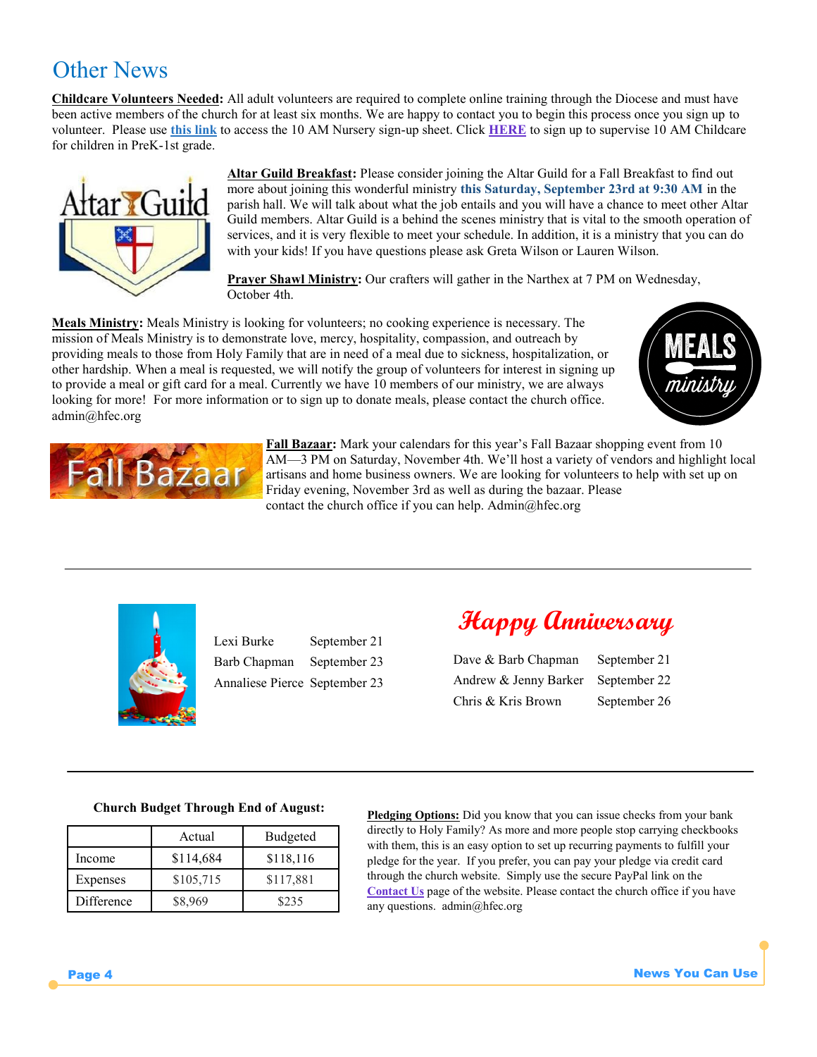# Other News

**Childcare Volunteers Needed:** All adult volunteers are required to complete online training through the Diocese and must have been active members of the church for at least six months. We are happy to contact you to begin this process once you sign up to volunteer. Please use **this link** to access the 10 AM Nursery sign-up sheet. Click **HERE** to sign up to supervise 10 AM Childcare for children in PreK-1st grade.

**Altar Guild Breakfast:** Please consider joining the Altar Guild for a Fall Breakfast to find out more about joining this wonderful ministry **this Saturday, September 23rd at 9:30 AM** in the parish hall. We will talk about what the job entails and you will have a chance to meet other Altar Guild members. Altar Guild is a behind the scenes ministry that is vital to the smooth operation of services, and it is very flexible to meet your schedule. In addition, it is a ministry that you can do with your kids! If you have questions please ask Greta Wilson or Lauren Wilson.

**Prayer Shawl Ministry:** Our crafters will gather in the Narthex at 7 PM on Wednesday, October 4th.

**Meals Ministry:** Meals Ministry is looking for volunteers; no cooking experience is necessary. The mission of Meals Ministry is to demonstrate love, mercy, hospitality, compassion, and outreach by providing meals to those from Holy Family that are in need of a meal due to sickness, hospitalization, or other hardship. When a meal is requested, we will notify the group of volunteers for interest in signing up to provide a meal or gift card for a meal. Currently we have 10 members of our ministry, we are always looking for more! For more information or to sign up to donate meals, please contact the church office. admin@hfec.org

**Fall Bazaar:** Mark your calendars for this year's Fall Bazaar shopping event from 10 AM—3 PM on Saturday, November 4th. We'll host a variety of vendors and highlight local artisans and home business owners. We are looking for volunteers to help with set up on Friday evening, November 3rd as well as during the bazaar. Please contact the church office if you can help. Admin@hfec.org

---

| | |
|---|---|
| Lexi Burke | September 21 |
| Barb Chapman | September 23 |
| Annaliese Pierce | September 23 |

## Happy Anniversary

| | |
|---|---|
| Dave & Barb Chapman | September 21 |
| Andrew & Jenny Barker | September 22 |
| Chris & Kris Brown | September 26 |

---

**Church Budget Through End of August:**

| | Actual | Budgeted |
|---|---|---|
| Income | $114,684 | $118,116 |
| Expenses | $105,715 | $117,881 |
| Difference | $8,969 | $235 |

**Pledging Options:** Did you know that you can issue checks from your bank directly to Holy Family? As more and more people stop carrying checkbooks with them, this is an easy option to set up recurring payments to fulfill your pledge for the year. If you prefer, you can pay your pledge via credit card through the church website. Simply use the secure PayPal link on the **Contact Us** page of the website. Please contact the church office if you have any questions. admin@hfec.org